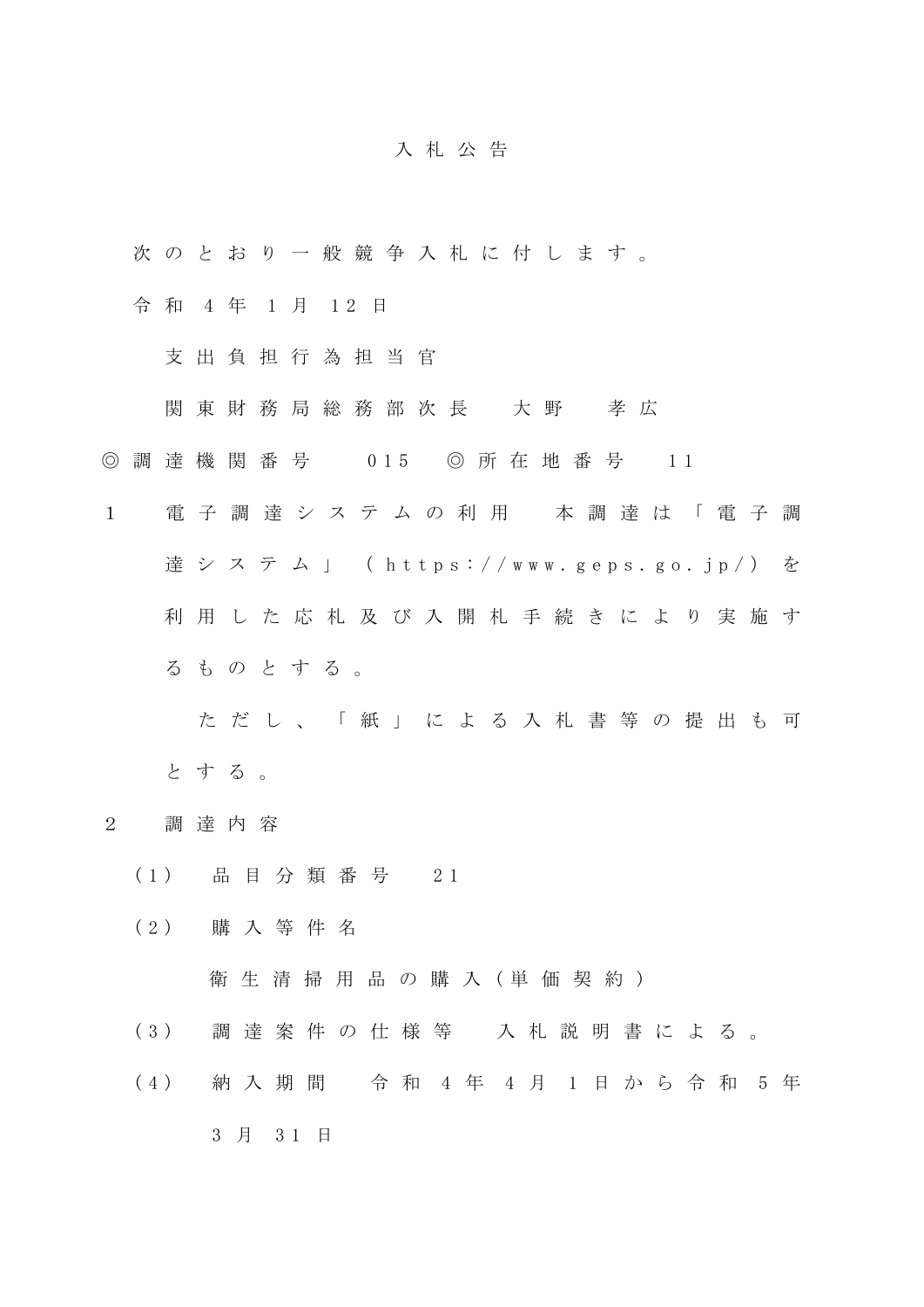# 入札公告

次のとおり一般競争入札に付します。

令和４年１月12日

支出負担行為担当官

関東財務局総務部次長　大野　孝広

◎調達機関番号　015　◎所在地番号　11

１　電子調達システムの利用　本調達は「電子調達システム」（https://www.geps.go.jp/）を利用した応札及び入開札手続きにより実施するものとする。

ただし、「紙」による入札書等の提出も可とする。

２　調達内容

（1）　品目分類番号　21

（2）　購入等件名

衛生清掃用品の購入（単価契約）

（3）　調達案件の仕様等　入札説明書による。

（4）　納入期間　令和４年４月１日から令和５年３月31日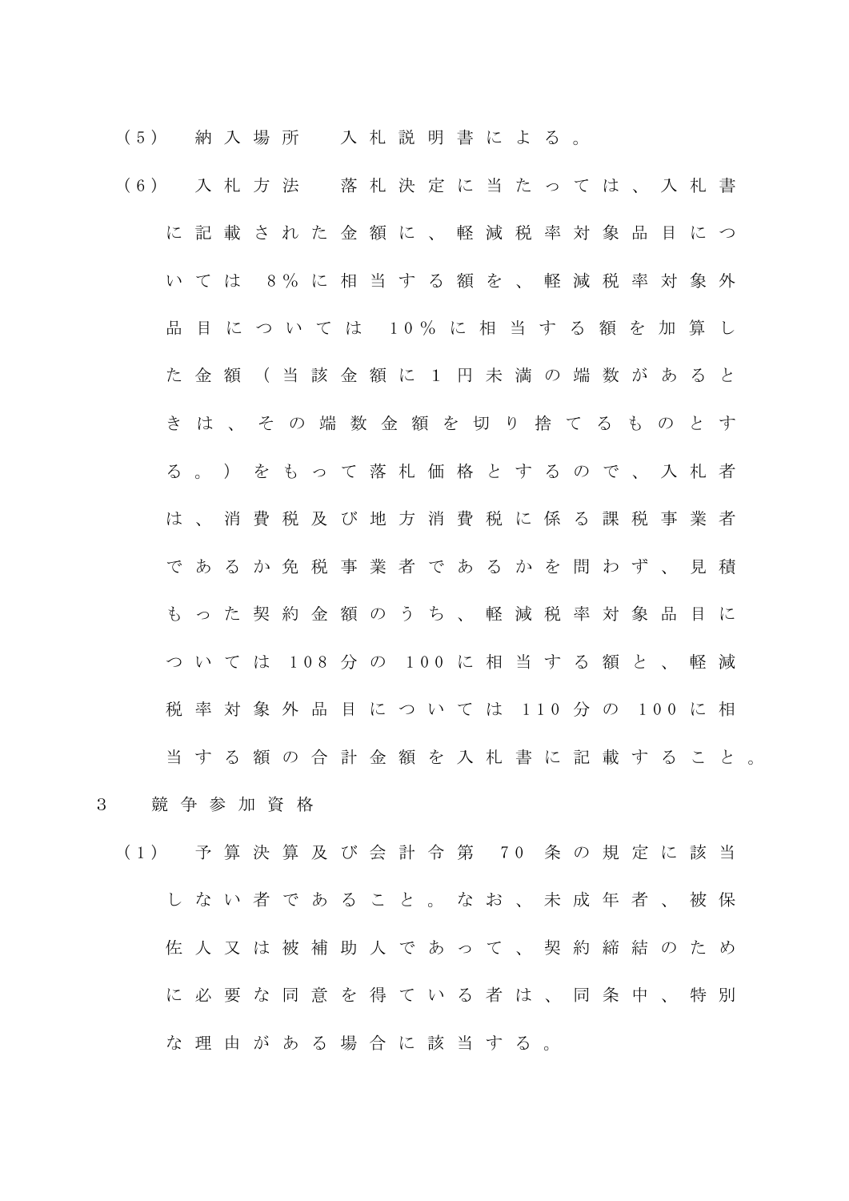（5） 納入場所　入札説明書による。

（6） 入札方法　落札決定に当たっては、入札書に記載された金額に、軽減税率対象品目については8％に相当する額を、軽減税率対象外品目については10％に相当する額を加算した金額（当該金額に1円未満の端数があるときは、その端数金額を切り捨てるものとする。）をもって落札価格とするので、入札者は、消費税及び地方消費税に係る課税事業者であるか免税事業者であるかを問わず、見積もった契約金額のうち、軽減税率対象品目については108分の100に相当する額と、軽減税率対象外品目については110分の100に相当する額の合計金額を入札書に記載すること。

3　競争参加資格

（1） 予算決算及び会計令第70条の規定に該当しない者であること。なお、未成年者、被保佐人又は被補助人であって、契約締結のために必要な同意を得ている者は、同条中、特別な理由がある場合に該当する。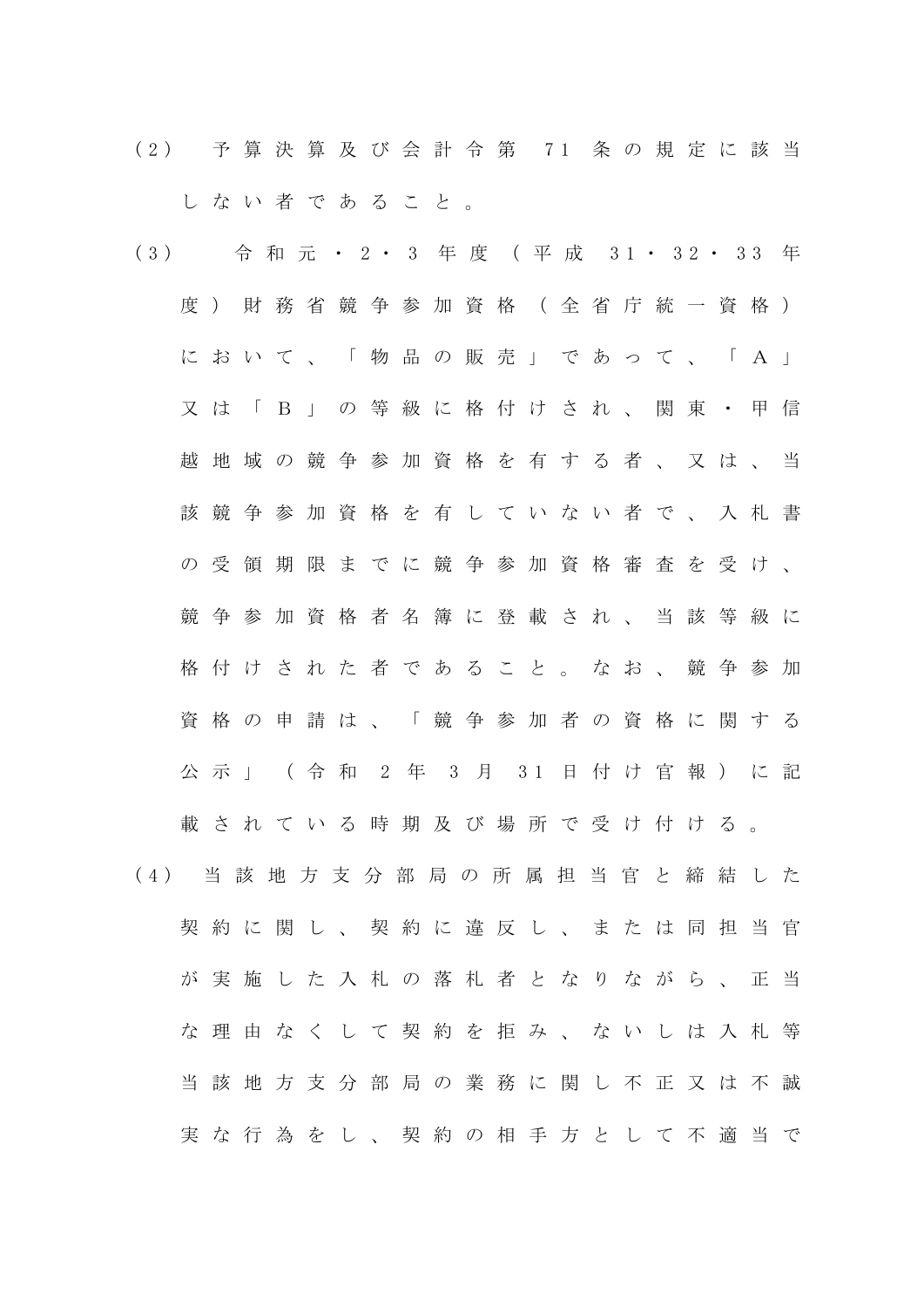(2) 予算決算及び会計令第 71 条の規定に該当しない者であること。

(3) 令和元・2・3 年度（平成 31・32・33 年度）財務省競争参加資格（全省庁統一資格）において、「物品の販売」であって、「Ａ」又は「Ｂ」の等級に格付けされ、関東・甲信越地域の競争参加資格を有する者、又は、当該競争参加資格を有していない者で、入札書の受領期限までに競争参加資格審査を受け、競争参加資格者名簿に登載され、当該等級に格付けされた者であること。なお、競争参加資格の申請は、「競争参加者の資格に関する公示」（令和 2 年 3 月 31 日付け官報）に記載されている時期及び場所で受け付ける。

(4) 当該地方支分部局の所属担当官と締結した契約に関し、契約に違反し、または同担当官が実施した入札の落札者となりながら、正当な理由なくして契約を拒み、ないしは入札等当該地方支分部局の業務に関し不正又は不誠実な行為をし、契約の相手方として不適当で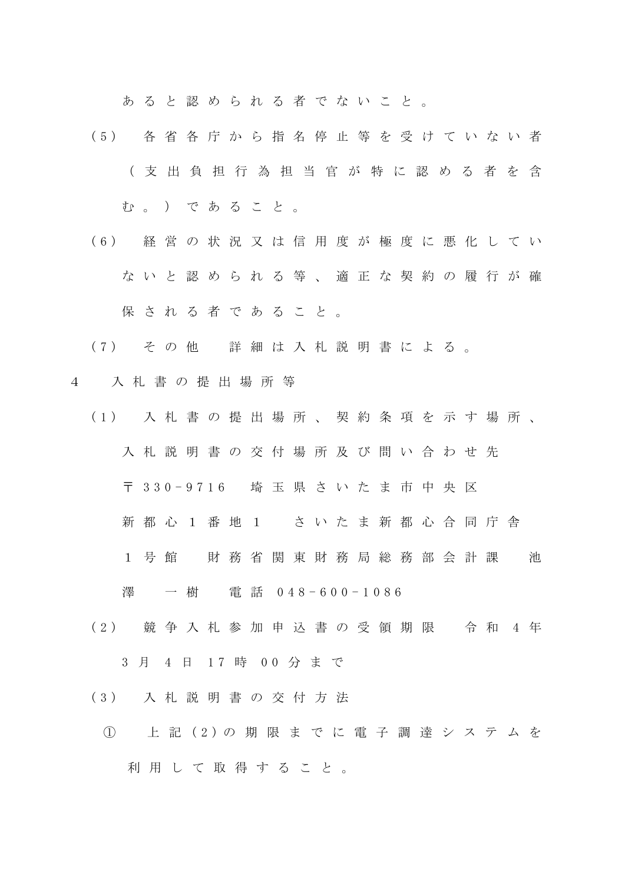あると認められる者でないこと。

(5)　各省各庁から指名停止等を受けていない者（支出負担行為担当官が特に認める者を含む。）であること。

(6)　経営の状況又は信用度が極度に悪化していないと認められる等、適正な契約の履行が確保される者であること。

(7)　その他　詳細は入札説明書による。

4　入札書の提出場所等

(1)　入札書の提出場所、契約条項を示す場所、入札説明書の交付場所及び問い合わせ先
〒330-9716　埼玉県さいたま市中央区新都心1番地1　さいたま新都心合同庁舎1号館　財務省関東財務局総務部会計課　池澤　一樹　電話 048-600-1086

(2)　競争入札参加申込書の受領期限　令和4年3月4日17時00分まで

(3)　入札説明書の交付方法

①　上記(2)の期限までに電子調達システムを利用して取得すること。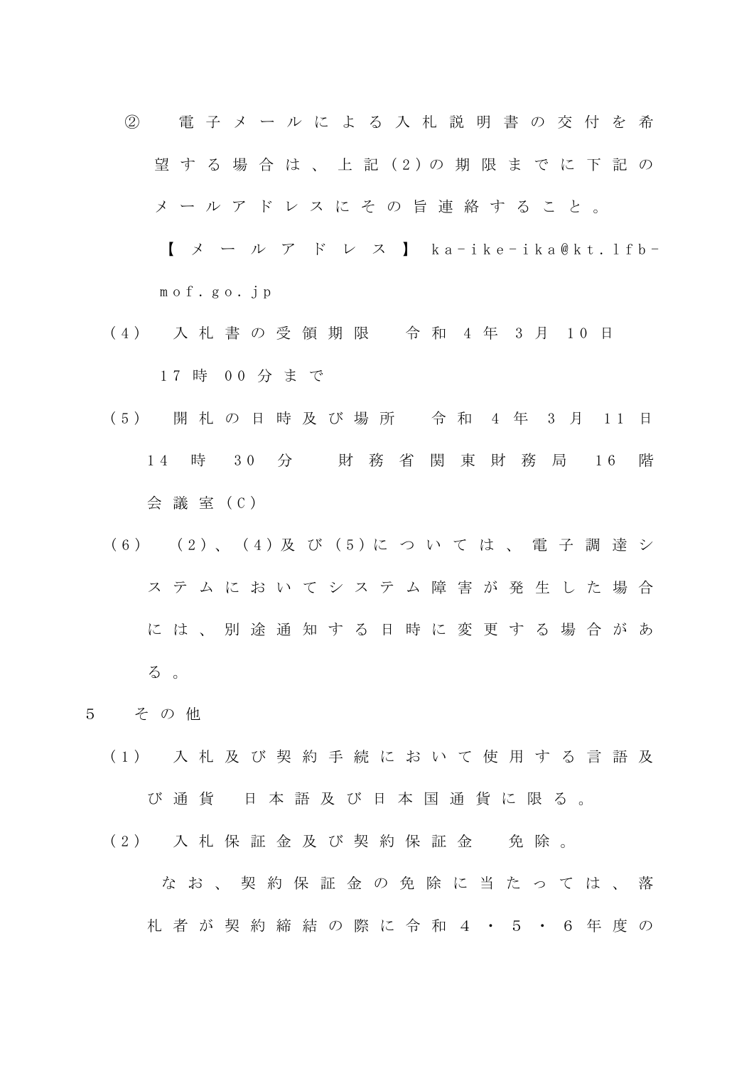②　電子メールによる入札説明書の交付を希望する場合は、上記(2)の期限までに下記のメールアドレスにその旨連絡すること。

【メールアドレス】ka-ike-ika@kt.lfb-mof.go.jp

(4)　入札書の受領期限　令和4年3月10日17時00分まで

(5)　開札の日時及び場所　令和4年3月11日14時30分　財務省関東財務局16階会議室(C)

(6)　(2)、(4)及び(5)については、電子調達システムにおいてシステム障害が発生した場合には、別途通知する日時に変更する場合がある。

5　その他

(1)　入札及び契約手続において使用する言語及び通貨　日本語及び日本国通貨に限る。

(2)　入札保証金及び契約保証金　免除。

なお、契約保証金の免除に当たっては、落札者が契約締結の際に令和4・5・6年度の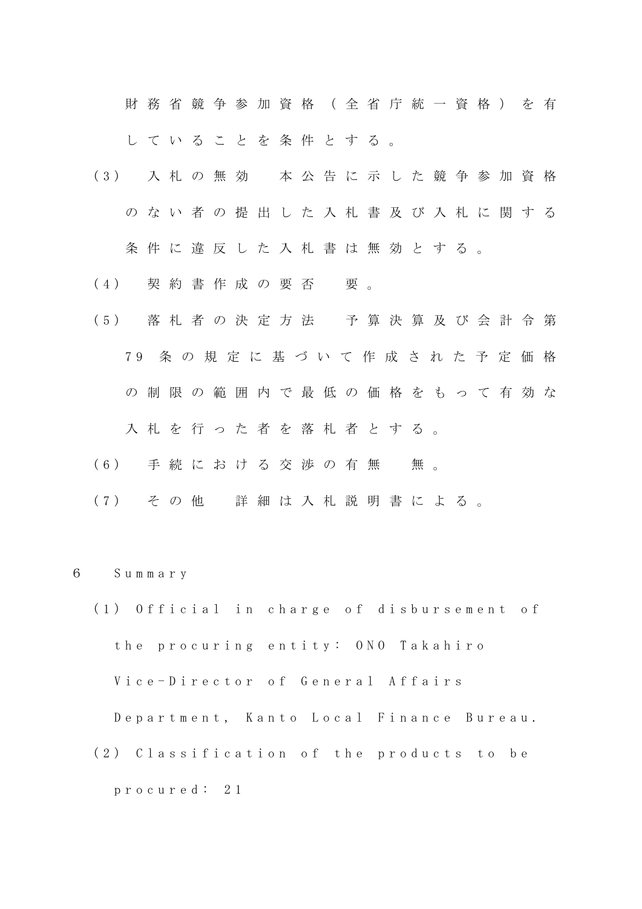財務省競争参加資格（全省庁統一資格）を有していることを条件とする。

（3） 入札の無効　本公告に示した競争参加資格のない者の提出した入札書及び入札に関する条件に違反した入札書は無効とする。

（4） 契約書作成の要否　要。

（5） 落札者の決定方法　予算決算及び会計令第79条の規定に基づいて作成された予定価格の制限の範囲内で最低の価格をもって有効な入札を行った者を落札者とする。

（6） 手続における交渉の有無　無。

（7） その他　詳細は入札説明書による。

6　Summary

（1） Official in charge of disbursement of the procuring entity： ONO Takahiro Vice-Director of General Affairs Department, Kanto Local Finance Bureau.

（2） Classification of the products to be procured： 21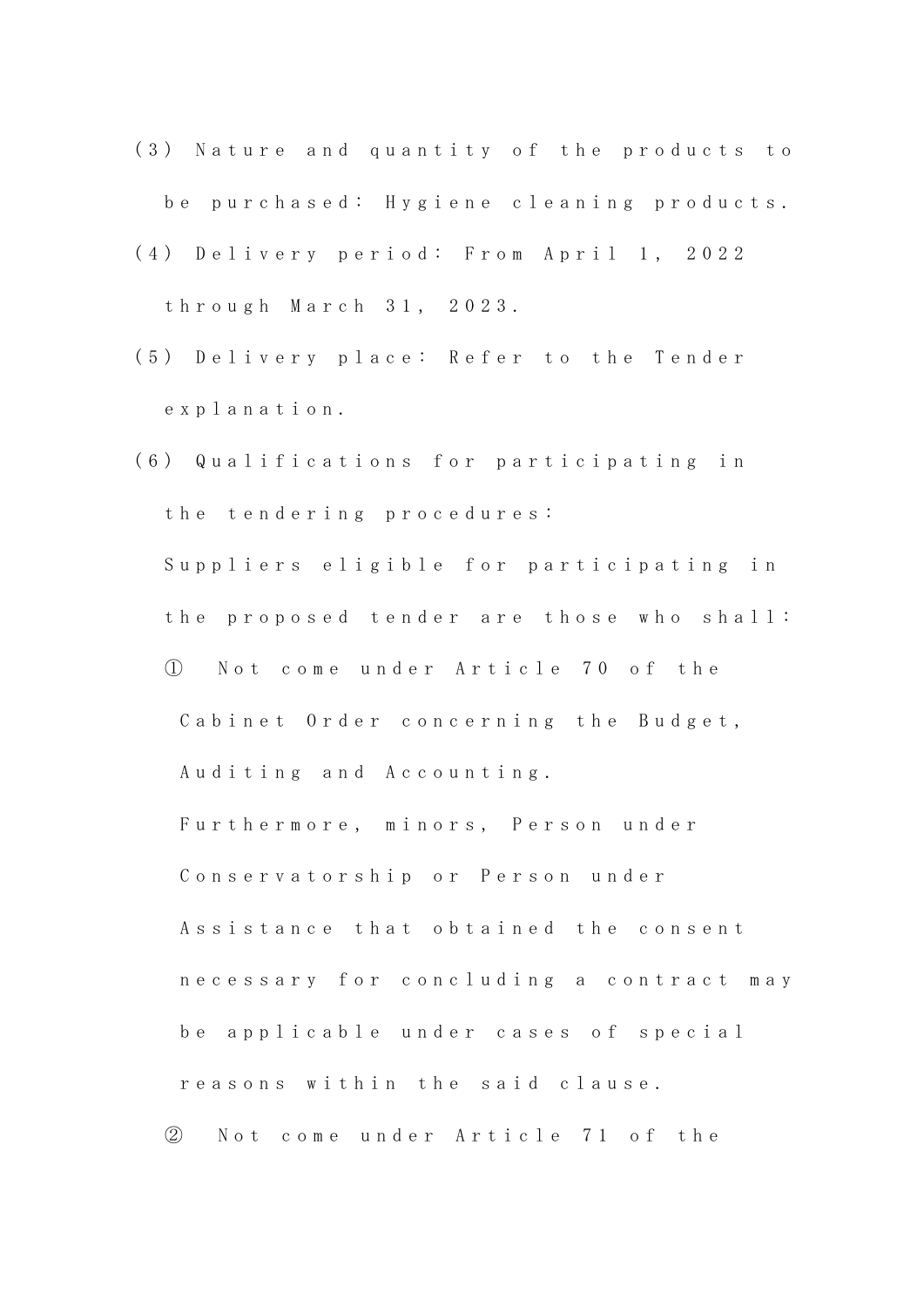(3) Nature and quantity of the products to be purchased: Hygiene cleaning products.

(4) Delivery period: From April 1, 2022 through March 31, 2023.

(5) Delivery place: Refer to the Tender explanation.

(6) Qualifications for participating in the tendering procedures:

Suppliers eligible for participating in the proposed tender are those who shall:

① Not come under Article 70 of the Cabinet Order concerning the Budget, Auditing and Accounting. Furthermore, minors, Person under Conservatorship or Person under Assistance that obtained the consent necessary for concluding a contract may be applicable under cases of special reasons within the said clause.

② Not come under Article 71 of the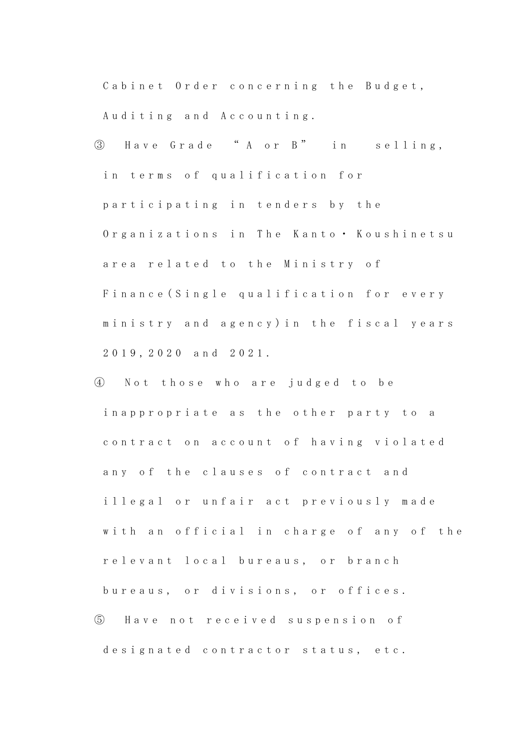Cabinet Order concerning the Budget, Auditing and Accounting.

③ Have Grade “A or B” in selling, in terms of qualification for participating in tenders by the Organizations in The Kanto・Koushinetsu area related to the Ministry of Finance(Single qualification for every ministry and agency)in the fiscal years 2019,2020 and 2021.

④ Not those who are judged to be inappropriate as the other party to a contract on account of having violated any of the clauses of contract and illegal or unfair act previously made with an official in charge of any of the relevant local bureaus, or branch bureaus, or divisions, or offices.

⑤ Have not received suspension of designated contractor status, etc.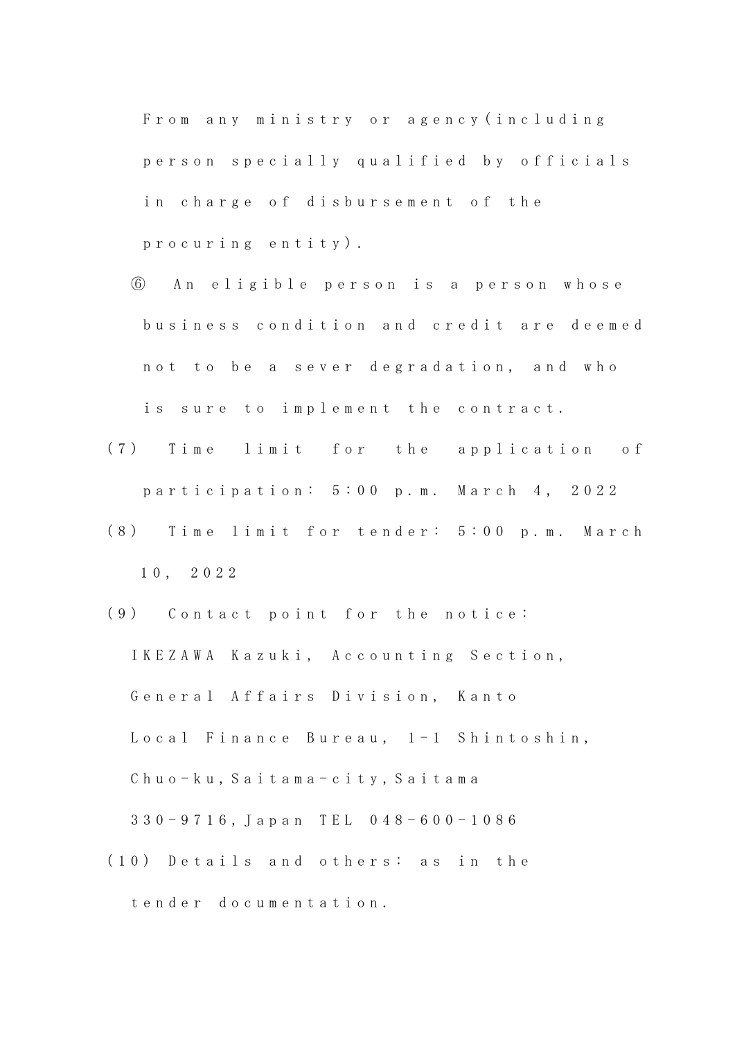From any ministry or agency(including person specially qualified by officials in charge of disbursement of the procuring entity).

⑥ An eligible person is a person whose business condition and credit are deemed not to be a sever degradation, and who is sure to implement the contract.

(7) Time limit for the application of participation: 5:00 p.m. March 4, 2022

(8) Time limit for tender: 5:00 p.m. March 10, 2022

(9) Contact point for the notice: IKEZAWA Kazuki, Accounting Section, General Affairs Division, Kanto Local Finance Bureau, 1-1 Shintoshin, Chuo-ku,Saitama-city,Saitama 330-9716,Japan TEL 048-600-1086

(10) Details and others: as in the tender documentation.